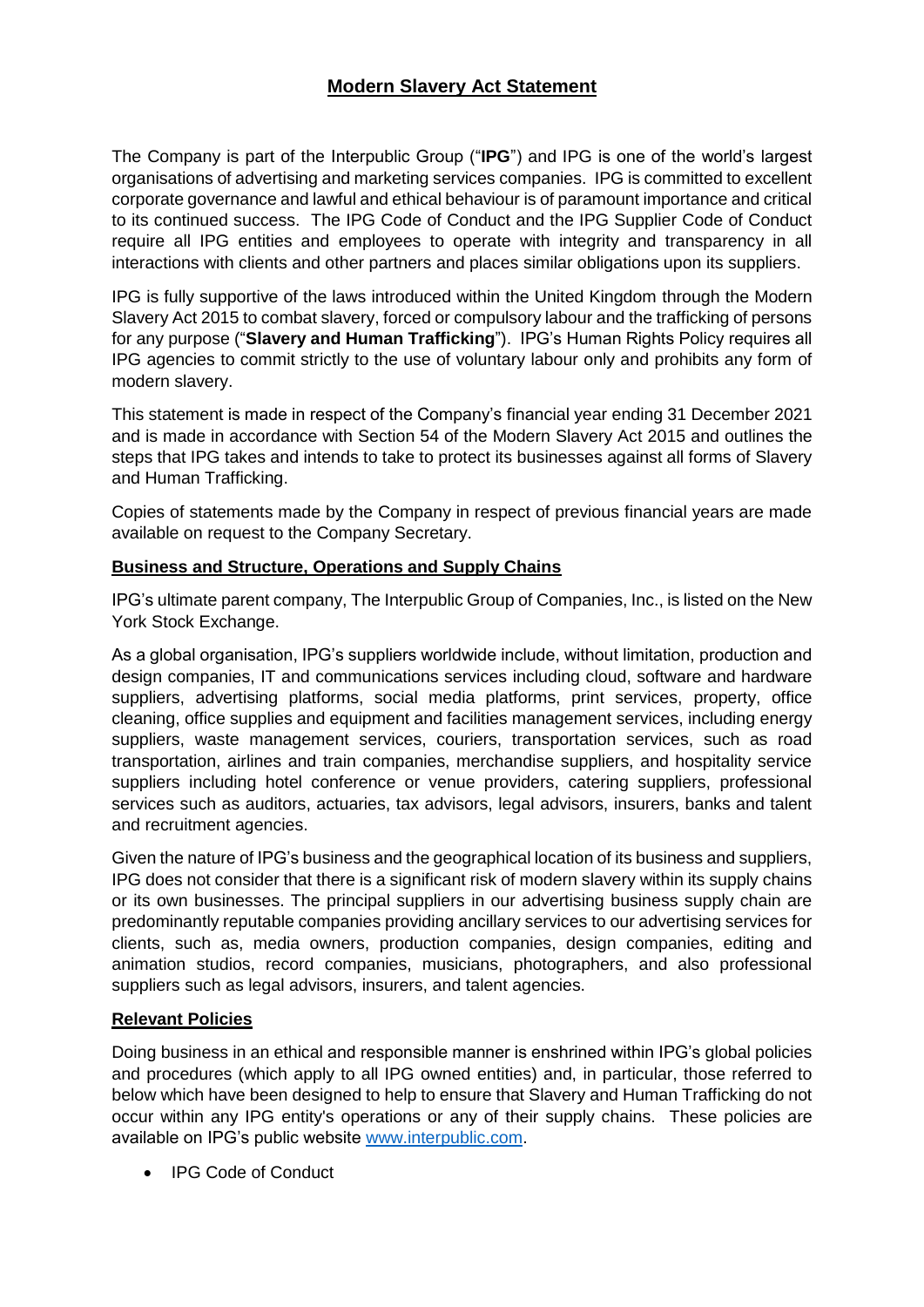# Modern Slavery Act Statement

The Company is part of the Interpublic Group ("**IPG**") and IPG is one of the world's largest organisations of advertising and marketing services companies. IPG is committed to excellent corporate governance and lawful and ethical behaviour is of paramount importance and critical to its continued success. The IPG Code of Conduct and the IPG Supplier Code of Conduct require all IPG entities and employees to operate with integrity and transparency in all interactions with clients and other partners and places similar obligations upon its suppliers.

IPG is fully supportive of the laws introduced within the United Kingdom through the Modern Slavery Act 2015 to combat slavery, forced or compulsory labour and the trafficking of persons for any purpose ("**Slavery and Human Trafficking**"). IPG's Human Rights Policy requires all IPG agencies to commit strictly to the use of voluntary labour only and prohibits any form of modern slavery.

This statement is made in respect of the Company's financial year ending 31 December 2021 and is made in accordance with Section 54 of the Modern Slavery Act 2015 and outlines the steps that IPG takes and intends to take to protect its businesses against all forms of Slavery and Human Trafficking.

Copies of statements made by the Company in respect of previous financial years are made available on request to the Company Secretary.

## Business and Structure, Operations and Supply Chains

IPG's ultimate parent company, The Interpublic Group of Companies, Inc., is listed on the New York Stock Exchange.

As a global organisation, IPG's suppliers worldwide include, without limitation, production and design companies, IT and communications services including cloud, software and hardware suppliers, advertising platforms, social media platforms, print services, property, office cleaning, office supplies and equipment and facilities management services, including energy suppliers, waste management services, couriers, transportation services, such as road transportation, airlines and train companies, merchandise suppliers, and hospitality service suppliers including hotel conference or venue providers, catering suppliers, professional services such as auditors, actuaries, tax advisors, legal advisors, insurers, banks and talent and recruitment agencies.

Given the nature of IPG's business and the geographical location of its business and suppliers, IPG does not consider that there is a significant risk of modern slavery within its supply chains or its own businesses. The principal suppliers in our advertising business supply chain are predominantly reputable companies providing ancillary services to our advertising services for clients, such as, media owners, production companies, design companies, editing and animation studios, record companies, musicians, photographers, and also professional suppliers such as legal advisors, insurers, and talent agencies.

## Relevant Policies

Doing business in an ethical and responsible manner is enshrined within IPG's global policies and procedures (which apply to all IPG owned entities) and, in particular, those referred to below which have been designed to help to ensure that Slavery and Human Trafficking do not occur within any IPG entity's operations or any of their supply chains. These policies are available on IPG's public website [www.interpublic.com](www.interpublic.com).

- IPG Code of Conduct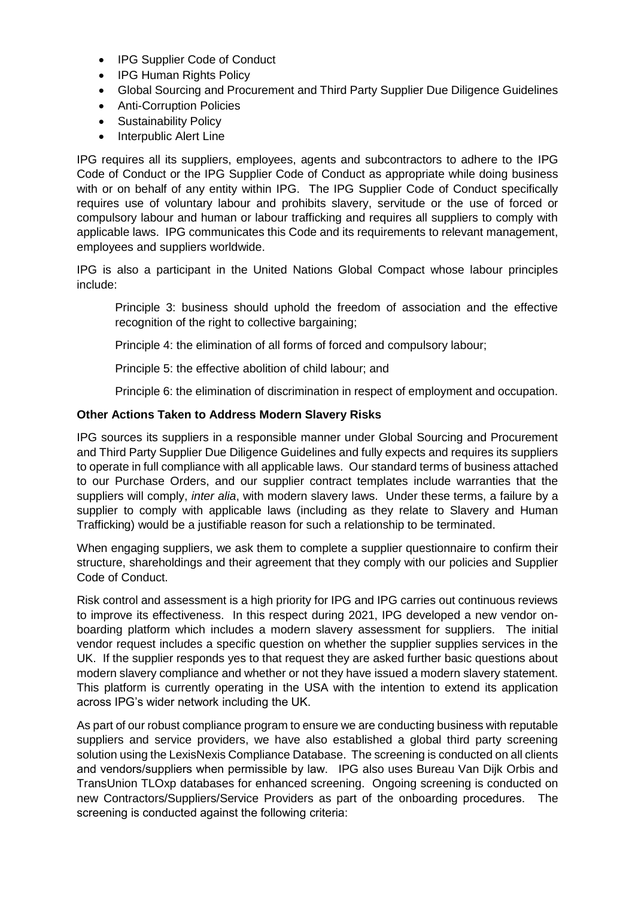- IPG Supplier Code of Conduct
- IPG Human Rights Policy
- Global Sourcing and Procurement and Third Party Supplier Due Diligence Guidelines
- Anti-Corruption Policies
- Sustainability Policy
- Interpublic Alert Line

IPG requires all its suppliers, employees, agents and subcontractors to adhere to the IPG Code of Conduct or the IPG Supplier Code of Conduct as appropriate while doing business with or on behalf of any entity within IPG. The IPG Supplier Code of Conduct specifically requires use of voluntary labour and prohibits slavery, servitude or the use of forced or compulsory labour and human or labour trafficking and requires all suppliers to comply with applicable laws. IPG communicates this Code and its requirements to relevant management, employees and suppliers worldwide.

IPG is also a participant in the United Nations Global Compact whose labour principles include:

> Principle 3: business should uphold the freedom of association and the effective recognition of the right to collective bargaining;
>
> Principle 4: the elimination of all forms of forced and compulsory labour;
>
> Principle 5: the effective abolition of child labour; and
>
> Principle 6: the elimination of discrimination in respect of employment and occupation.

**Other Actions Taken to Address Modern Slavery Risks**

IPG sources its suppliers in a responsible manner under Global Sourcing and Procurement and Third Party Supplier Due Diligence Guidelines and fully expects and requires its suppliers to operate in full compliance with all applicable laws. Our standard terms of business attached to our Purchase Orders, and our supplier contract templates include warranties that the suppliers will comply, *inter alia*, with modern slavery laws. Under these terms, a failure by a supplier to comply with applicable laws (including as they relate to Slavery and Human Trafficking) would be a justifiable reason for such a relationship to be terminated.

When engaging suppliers, we ask them to complete a supplier questionnaire to confirm their structure, shareholdings and their agreement that they comply with our policies and Supplier Code of Conduct.

Risk control and assessment is a high priority for IPG and IPG carries out continuous reviews to improve its effectiveness. In this respect during 2021, IPG developed a new vendor on-boarding platform which includes a modern slavery assessment for suppliers. The initial vendor request includes a specific question on whether the supplier supplies services in the UK. If the supplier responds yes to that request they are asked further basic questions about modern slavery compliance and whether or not they have issued a modern slavery statement. This platform is currently operating in the USA with the intention to extend its application across IPG's wider network including the UK.

As part of our robust compliance program to ensure we are conducting business with reputable suppliers and service providers, we have also established a global third party screening solution using the LexisNexis Compliance Database. The screening is conducted on all clients and vendors/suppliers when permissible by law. IPG also uses Bureau Van Dijk Orbis and TransUnion TLOxp databases for enhanced screening. Ongoing screening is conducted on new Contractors/Suppliers/Service Providers as part of the onboarding procedures. The screening is conducted against the following criteria: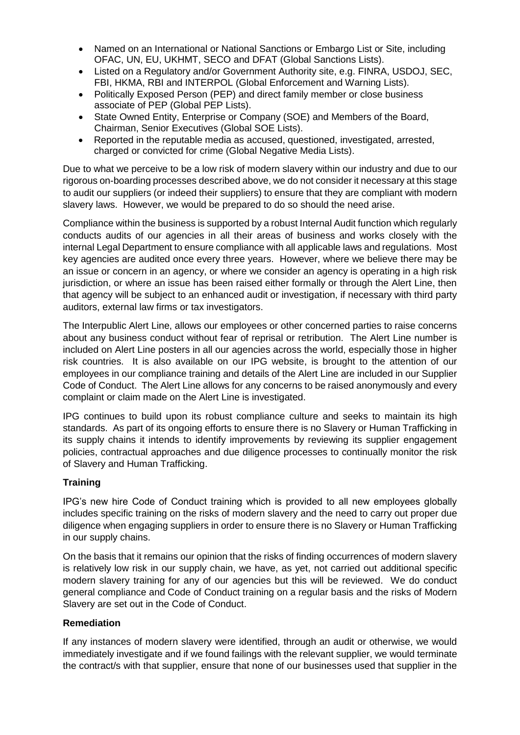- Named on an International or National Sanctions or Embargo List or Site, including OFAC, UN, EU, UKHMT, SECO and DFAT (Global Sanctions Lists).
- Listed on a Regulatory and/or Government Authority site, e.g. FINRA, USDOJ, SEC, FBI, HKMA, RBI and INTERPOL (Global Enforcement and Warning Lists).
- Politically Exposed Person (PEP) and direct family member or close business associate of PEP (Global PEP Lists).
- State Owned Entity, Enterprise or Company (SOE) and Members of the Board, Chairman, Senior Executives (Global SOE Lists).
- Reported in the reputable media as accused, questioned, investigated, arrested, charged or convicted for crime (Global Negative Media Lists).

Due to what we perceive to be a low risk of modern slavery within our industry and due to our rigorous on-boarding processes described above, we do not consider it necessary at this stage to audit our suppliers (or indeed their suppliers) to ensure that they are compliant with modern slavery laws. However, we would be prepared to do so should the need arise.

Compliance within the business is supported by a robust Internal Audit function which regularly conducts audits of our agencies in all their areas of business and works closely with the internal Legal Department to ensure compliance with all applicable laws and regulations. Most key agencies are audited once every three years. However, where we believe there may be an issue or concern in an agency, or where we consider an agency is operating in a high risk jurisdiction, or where an issue has been raised either formally or through the Alert Line, then that agency will be subject to an enhanced audit or investigation, if necessary with third party auditors, external law firms or tax investigators.

The Interpublic Alert Line, allows our employees or other concerned parties to raise concerns about any business conduct without fear of reprisal or retribution. The Alert Line number is included on Alert Line posters in all our agencies across the world, especially those in higher risk countries. It is also available on our IPG website, is brought to the attention of our employees in our compliance training and details of the Alert Line are included in our Supplier Code of Conduct. The Alert Line allows for any concerns to be raised anonymously and every complaint or claim made on the Alert Line is investigated.

IPG continues to build upon its robust compliance culture and seeks to maintain its high standards. As part of its ongoing efforts to ensure there is no Slavery or Human Trafficking in its supply chains it intends to identify improvements by reviewing its supplier engagement policies, contractual approaches and due diligence processes to continually monitor the risk of Slavery and Human Trafficking.

**Training**

IPG's new hire Code of Conduct training which is provided to all new employees globally includes specific training on the risks of modern slavery and the need to carry out proper due diligence when engaging suppliers in order to ensure there is no Slavery or Human Trafficking in our supply chains.

On the basis that it remains our opinion that the risks of finding occurrences of modern slavery is relatively low risk in our supply chain, we have, as yet, not carried out additional specific modern slavery training for any of our agencies but this will be reviewed. We do conduct general compliance and Code of Conduct training on a regular basis and the risks of Modern Slavery are set out in the Code of Conduct.

**Remediation**

If any instances of modern slavery were identified, through an audit or otherwise, we would immediately investigate and if we found failings with the relevant supplier, we would terminate the contract/s with that supplier, ensure that none of our businesses used that supplier in the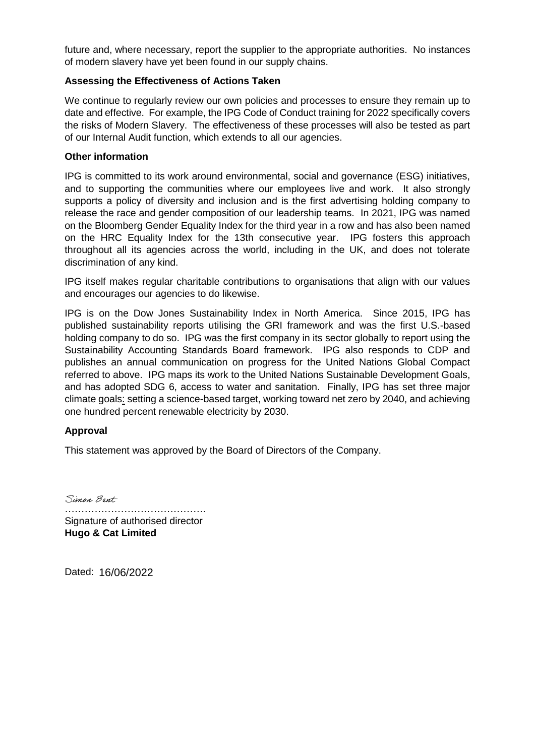future and, where necessary, report the supplier to the appropriate authorities. No instances of modern slavery have yet been found in our supply chains.

**Assessing the Effectiveness of Actions Taken**

We continue to regularly review our own policies and processes to ensure they remain up to date and effective. For example, the IPG Code of Conduct training for 2022 specifically covers the risks of Modern Slavery. The effectiveness of these processes will also be tested as part of our Internal Audit function, which extends to all our agencies.

**Other information**

IPG is committed to its work around environmental, social and governance (ESG) initiatives, and to supporting the communities where our employees live and work. It also strongly supports a policy of diversity and inclusion and is the first advertising holding company to release the race and gender composition of our leadership teams. In 2021, IPG was named on the Bloomberg Gender Equality Index for the third year in a row and has also been named on the HRC Equality Index for the 13th consecutive year. IPG fosters this approach throughout all its agencies across the world, including in the UK, and does not tolerate discrimination of any kind.

IPG itself makes regular charitable contributions to organisations that align with our values and encourages our agencies to do likewise.

IPG is on the Dow Jones Sustainability Index in North America. Since 2015, IPG has published sustainability reports utilising the GRI framework and was the first U.S.-based holding company to do so. IPG was the first company in its sector globally to report using the Sustainability Accounting Standards Board framework. IPG also responds to CDP and publishes an annual communication on progress for the United Nations Global Compact referred to above. IPG maps its work to the United Nations Sustainable Development Goals, and has adopted SDG 6, access to water and sanitation. Finally, IPG has set three major climate goals: setting a science-based target, working toward net zero by 2040, and achieving one hundred percent renewable electricity by 2030.

**Approval**

This statement was approved by the Board of Directors of the Company.

*Simon Bent*

…………………………………….

Signature of authorised director

**Hugo & Cat Limited**

Dated: 16/06/2022